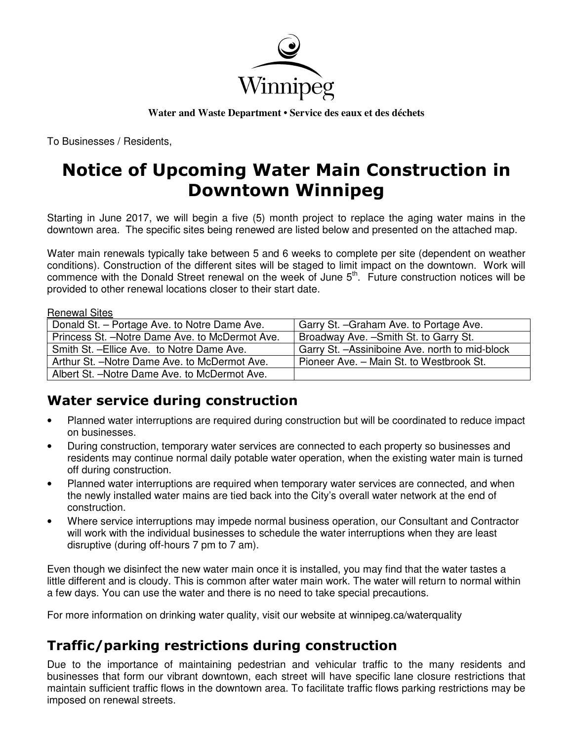Winnipeg

**Water and Waste Department • Service des eaux et des déchets**

To Businesses / Residents,

# Notice of Upcoming Water Main Construction in Downtown Winnipeg

Starting in June 2017, we will begin a five (5) month project to replace the aging water mains in the downtown area. The specific sites being renewed are listed below and presented on the attached map.

Water main renewals typically take between 5 and 6 weeks to complete per site (dependent on weather conditions). Construction of the different sites will be staged to limit impact on the downtown. Work will commence with the Donald Street renewal on the week of June 5th. Future construction notices will be provided to other renewal locations closer to their start date.

Renewal Sites

| | |
|---|---|
| Donald St. – Portage Ave. to Notre Dame Ave. | Garry St. –Graham Ave. to Portage Ave. |
| Princess St. –Notre Dame Ave. to McDermot Ave. | Broadway Ave. –Smith St. to Garry St. |
| Smith St. –Ellice Ave. to Notre Dame Ave. | Garry St. –Assiniboine Ave. north to mid-block |
| Arthur St. –Notre Dame Ave. to McDermot Ave. | Pioneer Ave. – Main St. to Westbrook St. |
| Albert St. –Notre Dame Ave. to McDermot Ave. | |

## Water service during construction

- Planned water interruptions are required during construction but will be coordinated to reduce impact on businesses.
- During construction, temporary water services are connected to each property so businesses and residents may continue normal daily potable water operation, when the existing water main is turned off during construction.
- Planned water interruptions are required when temporary water services are connected, and when the newly installed water mains are tied back into the City's overall water network at the end of construction.
- Where service interruptions may impede normal business operation, our Consultant and Contractor will work with the individual businesses to schedule the water interruptions when they are least disruptive (during off-hours 7 pm to 7 am).

Even though we disinfect the new water main once it is installed, you may find that the water tastes a little different and is cloudy. This is common after water main work. The water will return to normal within a few days. You can use the water and there is no need to take special precautions.

For more information on drinking water quality, visit our website at winnipeg.ca/waterquality

## Traffic/parking restrictions during construction

Due to the importance of maintaining pedestrian and vehicular traffic to the many residents and businesses that form our vibrant downtown, each street will have specific lane closure restrictions that maintain sufficient traffic flows in the downtown area. To facilitate traffic flows parking restrictions may be imposed on renewal streets.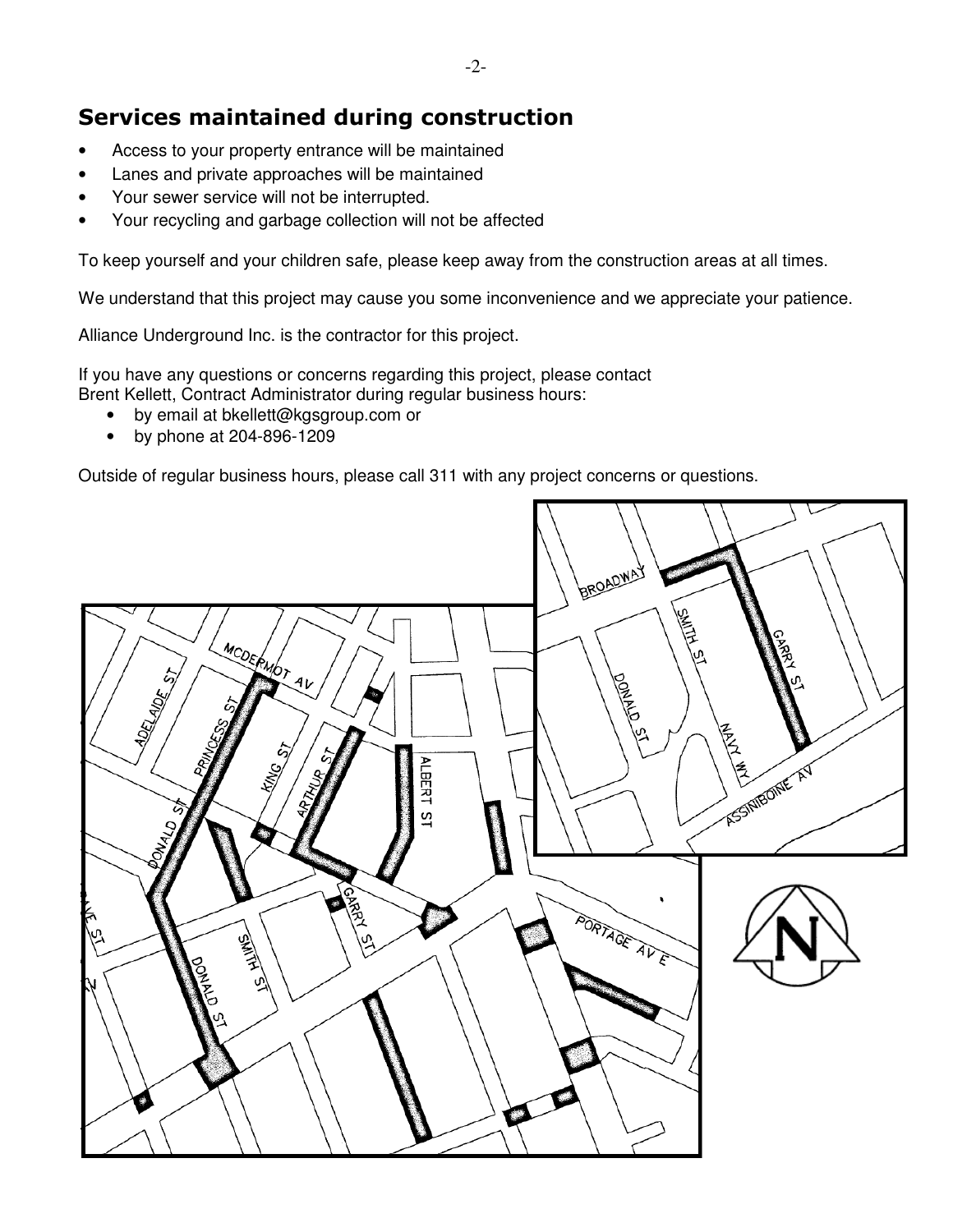## Services maintained during construction

- Access to your property entrance will be maintained
- Lanes and private approaches will be maintained
- Your sewer service will not be interrupted.
- Your recycling and garbage collection will not be affected

To keep yourself and your children safe, please keep away from the construction areas at all times.

We understand that this project may cause you some inconvenience and we appreciate your patience.

Alliance Underground Inc. is the contractor for this project.

If you have any questions or concerns regarding this project, please contact
Brent Kellett, Contract Administrator during regular business hours:

- by email at bkellett@kgsgroup.com or
- by phone at 204-896-1209

Outside of regular business hours, please call 311 with any project concerns or questions.

MCDERMOT AV
ADELAIDE ST
PRINCESS ST
KING ST
ARTHUR ST
ALBERT ST
DONALD ST
GARRY ST
SMITH ST
DONALD ST
PORTAGE AV E

BROADWAY
SMITH ST
GARRY ST
DONALD ST
NAVY WY
ASSINIBOINE AV

N